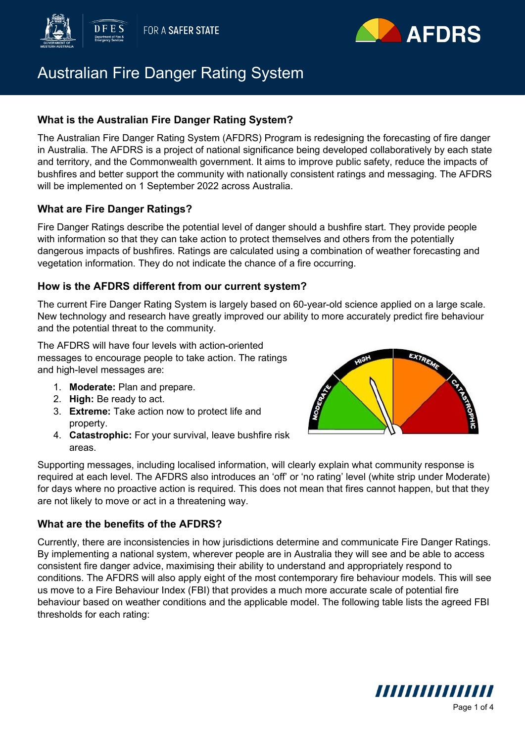# Australian Fire Danger Rating System

## What is the Australian Fire Danger Rating System?

The Australian Fire Danger Rating System (AFDRS) Program is redesigning the forecasting of fire danger in Australia. The AFDRS is a project of national significance being developed collaboratively by each state and territory, and the Commonwealth government. It aims to improve public safety, reduce the impacts of bushfires and better support the community with nationally consistent ratings and messaging. The AFDRS will be implemented on 1 September 2022 across Australia.

## What are Fire Danger Ratings?

Fire Danger Ratings describe the potential level of danger should a bushfire start. They provide people with information so that they can take action to protect themselves and others from the potentially dangerous impacts of bushfires. Ratings are calculated using a combination of weather forecasting and vegetation information. They do not indicate the chance of a fire occurring.

## How is the AFDRS different from our current system?

The current Fire Danger Rating System is largely based on 60-year-old science applied on a large scale. New technology and research have greatly improved our ability to more accurately predict fire behaviour and the potential threat to the community.

The AFDRS will have four levels with action-oriented messages to encourage people to take action. The ratings and high-level messages are:

1. **Moderate:** Plan and prepare.
2. **High:** Be ready to act.
3. **Extreme:** Take action now to protect life and property.
4. **Catastrophic:** For your survival, leave bushfire risk areas.

Supporting messages, including localised information, will clearly explain what community response is required at each level. The AFDRS also introduces an 'off' or 'no rating' level (white strip under Moderate) for days where no proactive action is required. This does not mean that fires cannot happen, but that they are not likely to move or act in a threatening way.

## What are the benefits of the AFDRS?

Currently, there are inconsistencies in how jurisdictions determine and communicate Fire Danger Ratings. By implementing a national system, wherever people are in Australia they will see and be able to access consistent fire danger advice, maximising their ability to understand and appropriately respond to conditions. The AFDRS will also apply eight of the most contemporary fire behaviour models. This will see us move to a Fire Behaviour Index (FBI) that provides a much more accurate scale of potential fire behaviour based on weather conditions and the applicable model. The following table lists the agreed FBI thresholds for each rating: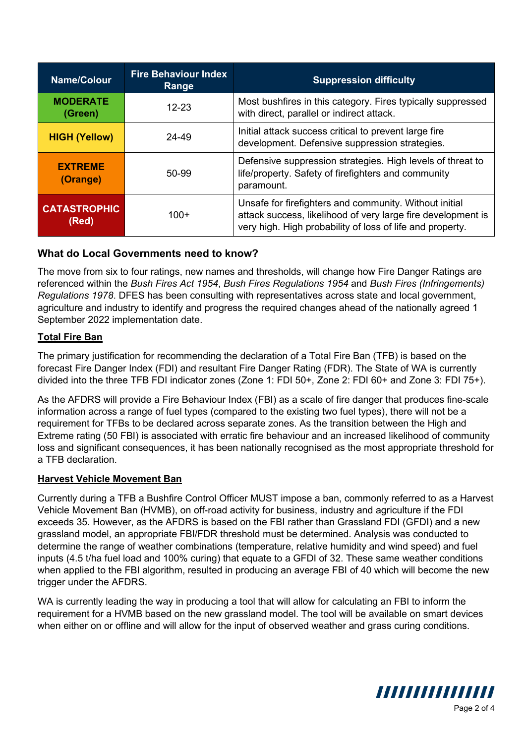| Name/Colour | Fire Behaviour Index Range | Suppression difficulty |
|---|---|---|
| **MODERATE (Green)** | 12-23 | Most bushfires in this category. Fires typically suppressed with direct, parallel or indirect attack. |
| **HIGH (Yellow)** | 24-49 | Initial attack success critical to prevent large fire development. Defensive suppression strategies. |
| **EXTREME (Orange)** | 50-99 | Defensive suppression strategies. High levels of threat to life/property. Safety of firefighters and community paramount. |
| **CATASTROPHIC (Red)** | 100+ | Unsafe for firefighters and community. Without initial attack success, likelihood of very large fire development is very high. High probability of loss of life and property. |

### What do Local Governments need to know?

The move from six to four ratings, new names and thresholds, will change how Fire Danger Ratings are referenced within the *Bush Fires Act 1954*, *Bush Fires Regulations 1954* and *Bush Fires (Infringements) Regulations 1978*. DFES has been consulting with representatives across state and local government, agriculture and industry to identify and progress the required changes ahead of the nationally agreed 1 September 2022 implementation date.

**Total Fire Ban**

The primary justification for recommending the declaration of a Total Fire Ban (TFB) is based on the forecast Fire Danger Index (FDI) and resultant Fire Danger Rating (FDR). The State of WA is currently divided into the three TFB FDI indicator zones (Zone 1: FDI 50+, Zone 2: FDI 60+ and Zone 3: FDI 75+).

As the AFDRS will provide a Fire Behaviour Index (FBI) as a scale of fire danger that produces fine-scale information across a range of fuel types (compared to the existing two fuel types), there will not be a requirement for TFBs to be declared across separate zones. As the transition between the High and Extreme rating (50 FBI) is associated with erratic fire behaviour and an increased likelihood of community loss and significant consequences, it has been nationally recognised as the most appropriate threshold for a TFB declaration.

**Harvest Vehicle Movement Ban**

Currently during a TFB a Bushfire Control Officer MUST impose a ban, commonly referred to as a Harvest Vehicle Movement Ban (HVMB), on off-road activity for business, industry and agriculture if the FDI exceeds 35. However, as the AFDRS is based on the FBI rather than Grassland FDI (GFDI) and a new grassland model, an appropriate FBI/FDR threshold must be determined. Analysis was conducted to determine the range of weather combinations (temperature, relative humidity and wind speed) and fuel inputs (4.5 t/ha fuel load and 100% curing) that equate to a GFDI of 32. These same weather conditions when applied to the FBI algorithm, resulted in producing an average FBI of 40 which will become the new trigger under the AFDRS.

WA is currently leading the way in producing a tool that will allow for calculating an FBI to inform the requirement for a HVMB based on the new grassland model. The tool will be available on smart devices when either on or offline and will allow for the input of observed weather and grass curing conditions.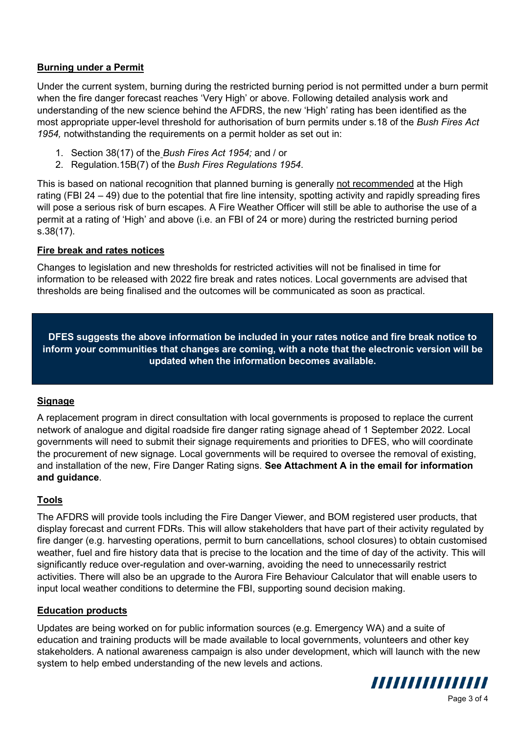**Burning under a Permit**

Under the current system, burning during the restricted burning period is not permitted under a burn permit when the fire danger forecast reaches 'Very High' or above. Following detailed analysis work and understanding of the new science behind the AFDRS, the new 'High' rating has been identified as the most appropriate upper-level threshold for authorisation of burn permits under s.18 of the *Bush Fires Act 1954,* notwithstanding the requirements on a permit holder as set out in:

1. Section 38(17) of the *Bush Fires Act 1954;* and / or
2. Regulation.15B(7) of the *Bush Fires Regulations 1954*.

This is based on national recognition that planned burning is generally not recommended at the High rating (FBI 24 – 49) due to the potential that fire line intensity, spotting activity and rapidly spreading fires will pose a serious risk of burn escapes. A Fire Weather Officer will still be able to authorise the use of a permit at a rating of 'High' and above (i.e. an FBI of 24 or more) during the restricted burning period s.38(17).

**Fire break and rates notices**

Changes to legislation and new thresholds for restricted activities will not be finalised in time for information to be released with 2022 fire break and rates notices. Local governments are advised that thresholds are being finalised and the outcomes will be communicated as soon as practical.

**DFES suggests the above information be included in your rates notice and fire break notice to inform your communities that changes are coming, with a note that the electronic version will be updated when the information becomes available.**

**Signage**

A replacement program in direct consultation with local governments is proposed to replace the current network of analogue and digital roadside fire danger rating signage ahead of 1 September 2022. Local governments will need to submit their signage requirements and priorities to DFES, who will coordinate the procurement of new signage. Local governments will be required to oversee the removal of existing, and installation of the new, Fire Danger Rating signs. **See Attachment A in the email for information and guidance**.

**Tools**

The AFDRS will provide tools including the Fire Danger Viewer, and BOM registered user products, that display forecast and current FDRs. This will allow stakeholders that have part of their activity regulated by fire danger (e.g. harvesting operations, permit to burn cancellations, school closures) to obtain customised weather, fuel and fire history data that is precise to the location and the time of day of the activity. This will significantly reduce over-regulation and over-warning, avoiding the need to unnecessarily restrict activities. There will also be an upgrade to the Aurora Fire Behaviour Calculator that will enable users to input local weather conditions to determine the FBI, supporting sound decision making.

**Education products**

Updates are being worked on for public information sources (e.g. Emergency WA) and a suite of education and training products will be made available to local governments, volunteers and other key stakeholders. A national awareness campaign is also under development, which will launch with the new system to help embed understanding of the new levels and actions.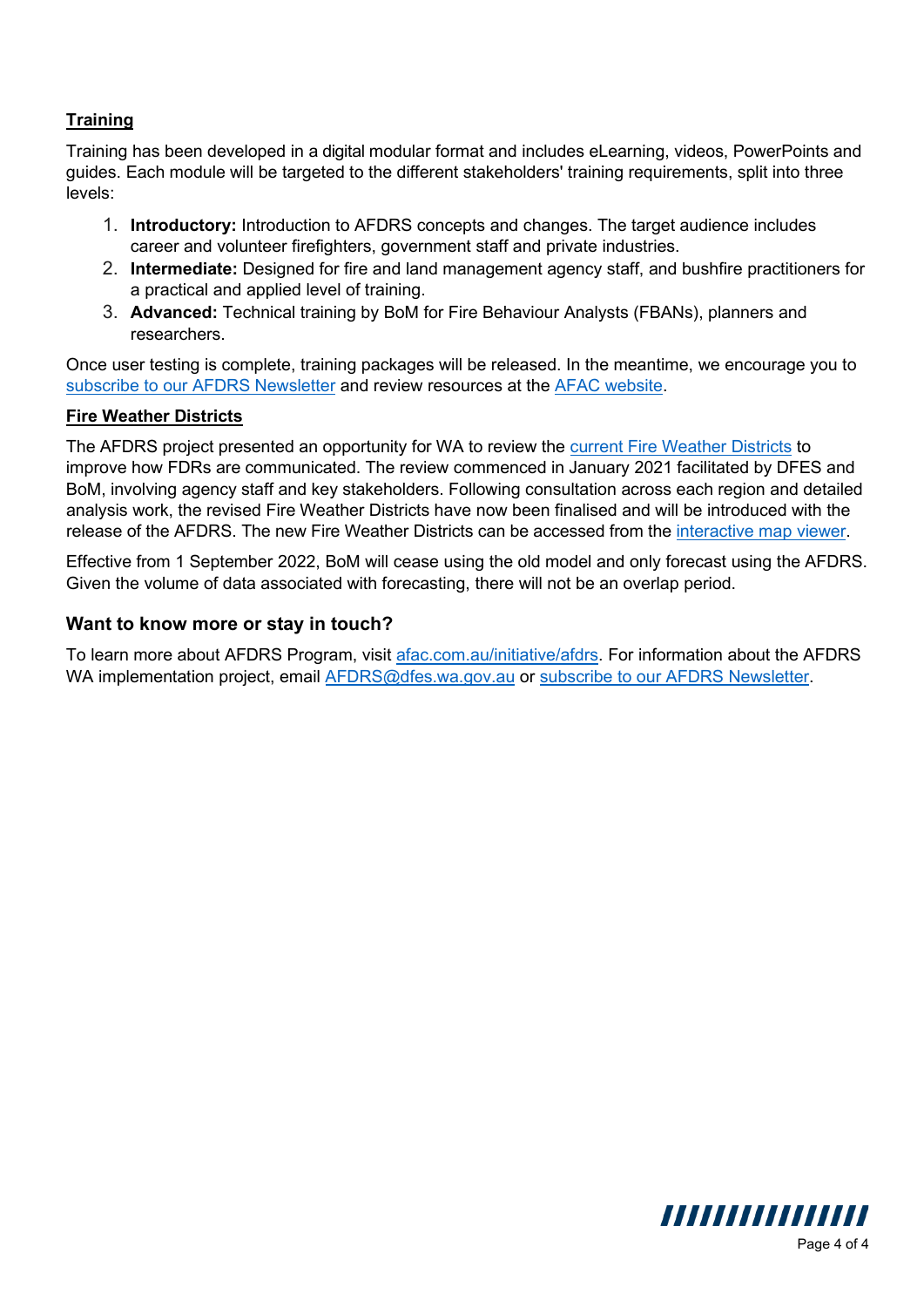**Training**

Training has been developed in a digital modular format and includes eLearning, videos, PowerPoints and guides. Each module will be targeted to the different stakeholders' training requirements, split into three levels:

1. **Introductory:** Introduction to AFDRS concepts and changes. The target audience includes career and volunteer firefighters, government staff and private industries.
2. **Intermediate:** Designed for fire and land management agency staff, and bushfire practitioners for a practical and applied level of training.
3. **Advanced:** Technical training by BoM for Fire Behaviour Analysts (FBANs), planners and researchers.

Once user testing is complete, training packages will be released. In the meantime, we encourage you to subscribe to our AFDRS Newsletter and review resources at the AFAC website.

**Fire Weather Districts**

The AFDRS project presented an opportunity for WA to review the current Fire Weather Districts to improve how FDRs are communicated. The review commenced in January 2021 facilitated by DFES and BoM, involving agency staff and key stakeholders. Following consultation across each region and detailed analysis work, the revised Fire Weather Districts have now been finalised and will be introduced with the release of the AFDRS. The new Fire Weather Districts can be accessed from the interactive map viewer.

Effective from 1 September 2022, BoM will cease using the old model and only forecast using the AFDRS. Given the volume of data associated with forecasting, there will not be an overlap period.

## Want to know more or stay in touch?

To learn more about AFDRS Program, visit afac.com.au/initiative/afdrs. For information about the AFDRS WA implementation project, email AFDRS@dfes.wa.gov.au or subscribe to our AFDRS Newsletter.